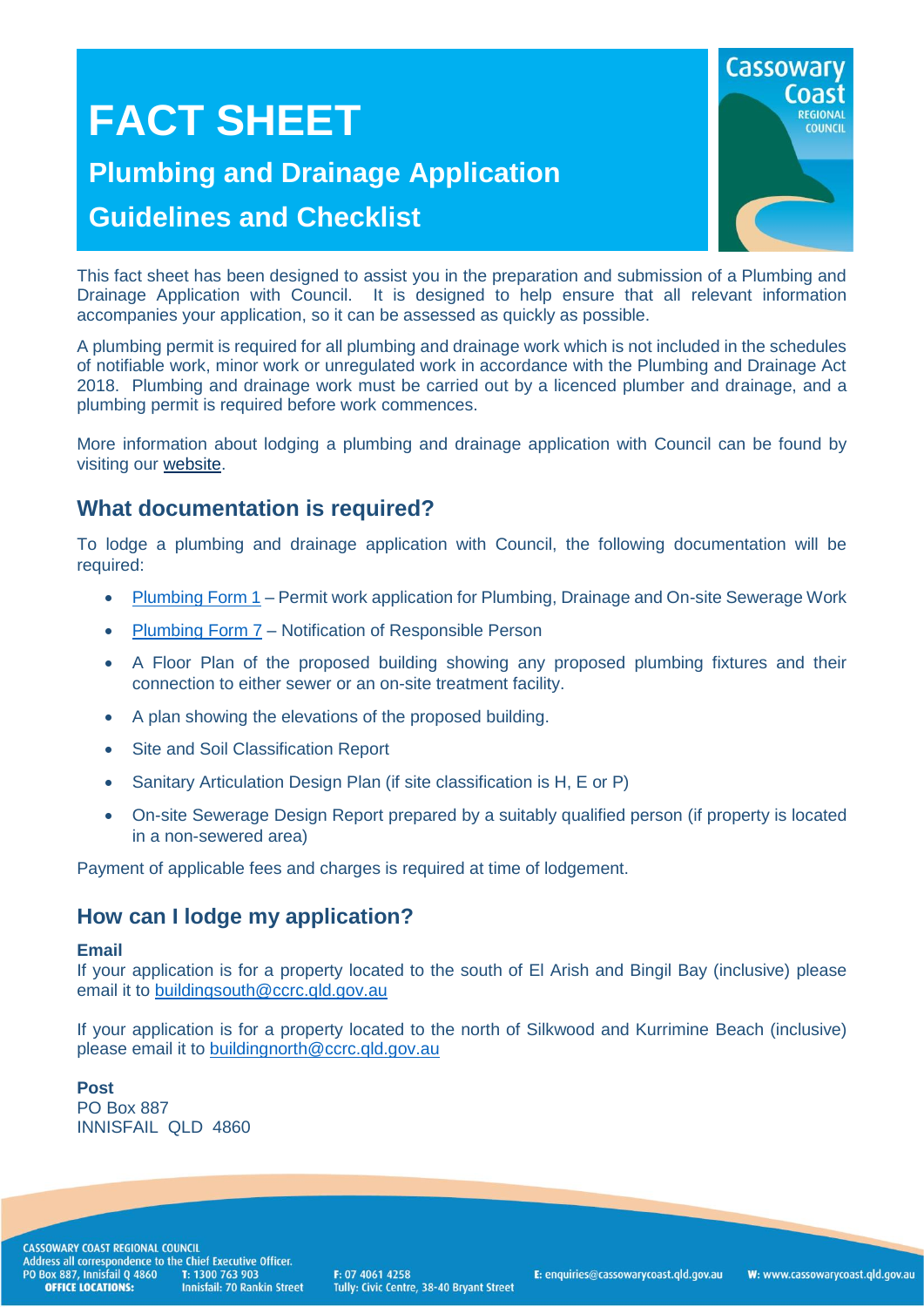# FACT SHEET

## Plumbing and Drainage Application Guidelines and Checklist

This fact sheet has been designed to assist you in the preparation and submission of a Plumbing and Drainage Application with Council. It is designed to help ensure that all relevant information accompanies your application, so it can be assessed as quickly as possible.

A plumbing permit is required for all plumbing and drainage work which is not included in the schedules of notifiable work, minor work or unregulated work in accordance with the Plumbing and Drainage Act 2018. Plumbing and drainage work must be carried out by a licenced plumber and drainage, and a plumbing permit is required before work commences.

More information about lodging a plumbing and drainage application with Council can be found by visiting our website.

## What documentation is required?

To lodge a plumbing and drainage application with Council, the following documentation will be required:

- Plumbing Form 1 – Permit work application for Plumbing, Drainage and On-site Sewerage Work
- Plumbing Form 7 – Notification of Responsible Person
- A Floor Plan of the proposed building showing any proposed plumbing fixtures and their connection to either sewer or an on-site treatment facility.
- A plan showing the elevations of the proposed building.
- Site and Soil Classification Report
- Sanitary Articulation Design Plan (if site classification is H, E or P)
- On-site Sewerage Design Report prepared by a suitably qualified person (if property is located in a non-sewered area)

Payment of applicable fees and charges is required at time of lodgement.

## How can I lodge my application?

**Email**

If your application is for a property located to the south of El Arish and Bingil Bay (inclusive) please email it to buildingsouth@ccrc.qld.gov.au

If your application is for a property located to the north of Silkwood and Kurrimine Beach (inclusive) please email it to buildingnorth@ccrc.qld.gov.au

**Post**

PO Box 887
INNISFAIL QLD 4860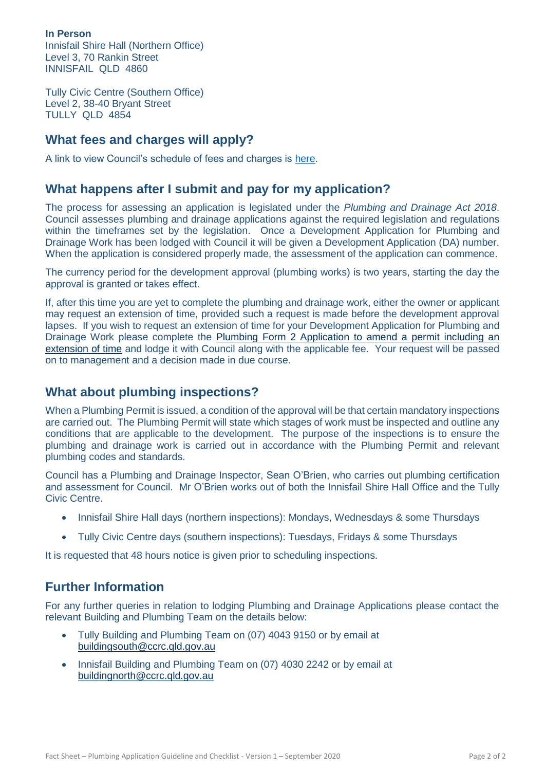**In Person**
Innisfail Shire Hall (Northern Office)
Level 3, 70 Rankin Street
INNISFAIL QLD 4860

Tully Civic Centre (Southern Office)
Level 2, 38-40 Bryant Street
TULLY QLD 4854

## What fees and charges will apply?

A link to view Council's schedule of fees and charges is here.

## What happens after I submit and pay for my application?

The process for assessing an application is legislated under the *Plumbing and Drainage Act 2018*. Council assesses plumbing and drainage applications against the required legislation and regulations within the timeframes set by the legislation. Once a Development Application for Plumbing and Drainage Work has been lodged with Council it will be given a Development Application (DA) number. When the application is considered properly made, the assessment of the application can commence.

The currency period for the development approval (plumbing works) is two years, starting the day the approval is granted or takes effect.

If, after this time you are yet to complete the plumbing and drainage work, either the owner or applicant may request an extension of time, provided such a request is made before the development approval lapses. If you wish to request an extension of time for your Development Application for Plumbing and Drainage Work please complete the Plumbing Form 2 Application to amend a permit including an extension of time and lodge it with Council along with the applicable fee. Your request will be passed on to management and a decision made in due course.

## What about plumbing inspections?

When a Plumbing Permit is issued, a condition of the approval will be that certain mandatory inspections are carried out. The Plumbing Permit will state which stages of work must be inspected and outline any conditions that are applicable to the development. The purpose of the inspections is to ensure the plumbing and drainage work is carried out in accordance with the Plumbing Permit and relevant plumbing codes and standards.

Council has a Plumbing and Drainage Inspector, Sean O'Brien, who carries out plumbing certification and assessment for Council. Mr O'Brien works out of both the Innisfail Shire Hall Office and the Tully Civic Centre.

- Innisfail Shire Hall days (northern inspections): Mondays, Wednesdays & some Thursdays
- Tully Civic Centre days (southern inspections): Tuesdays, Fridays & some Thursdays

It is requested that 48 hours notice is given prior to scheduling inspections.

## Further Information

For any further queries in relation to lodging Plumbing and Drainage Applications please contact the relevant Building and Plumbing Team on the details below:

- Tully Building and Plumbing Team on (07) 4043 9150 or by email at buildingsouth@ccrc.qld.gov.au
- Innisfail Building and Plumbing Team on (07) 4030 2242 or by email at buildingnorth@ccrc.qld.gov.au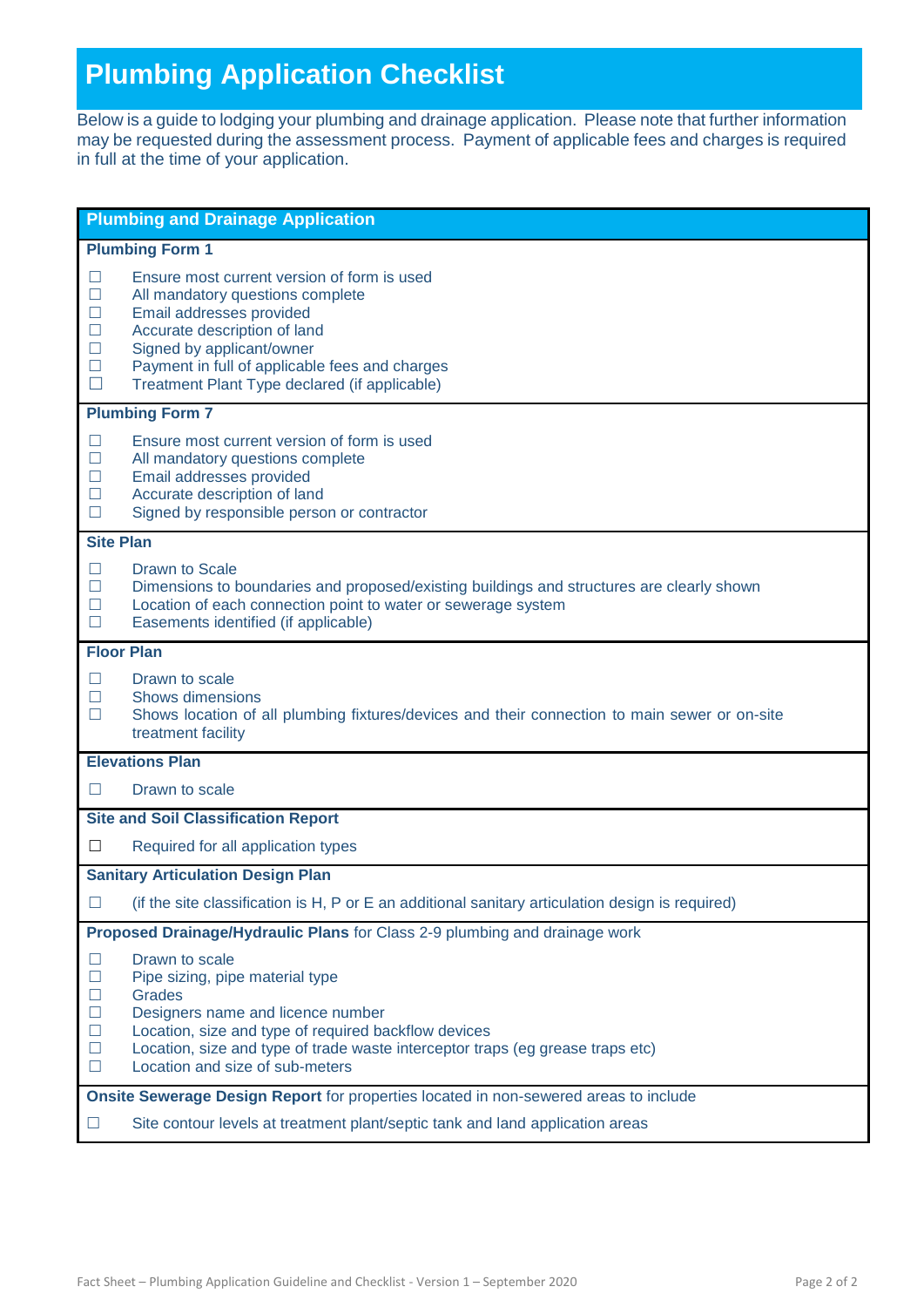# Plumbing Application Checklist

Below is a guide to lodging your plumbing and drainage application. Please note that further information may be requested during the assessment process. Payment of applicable fees and charges is required in full at the time of your application.

## Plumbing and Drainage Application

### Plumbing Form 1

- ☐ Ensure most current version of form is used
- ☐ All mandatory questions complete
- ☐ Email addresses provided
- ☐ Accurate description of land
- ☐ Signed by applicant/owner
- ☐ Payment in full of applicable fees and charges
- ☐ Treatment Plant Type declared (if applicable)

### Plumbing Form 7

- ☐ Ensure most current version of form is used
- ☐ All mandatory questions complete
- ☐ Email addresses provided
- ☐ Accurate description of land
- ☐ Signed by responsible person or contractor

### Site Plan

- ☐ Drawn to Scale
- ☐ Dimensions to boundaries and proposed/existing buildings and structures are clearly shown
- ☐ Location of each connection point to water or sewerage system
- ☐ Easements identified (if applicable)

### Floor Plan

- ☐ Drawn to scale
- ☐ Shows dimensions
- ☐ Shows location of all plumbing fixtures/devices and their connection to main sewer or on-site treatment facility

### Elevations Plan

- ☐ Drawn to scale

### Site and Soil Classification Report

- ☐ Required for all application types

### Sanitary Articulation Design Plan

- ☐ (if the site classification is H, P or E an additional sanitary articulation design is required)

### Proposed Drainage/Hydraulic Plans for Class 2-9 plumbing and drainage work

- ☐ Drawn to scale
- ☐ Pipe sizing, pipe material type
- ☐ Grades
- ☐ Designers name and licence number
- ☐ Location, size and type of required backflow devices
- ☐ Location, size and type of trade waste interceptor traps (eg grease traps etc)
- ☐ Location and size of sub-meters

### Onsite Sewerage Design Report for properties located in non-sewered areas to include

- ☐ Site contour levels at treatment plant/septic tank and land application areas